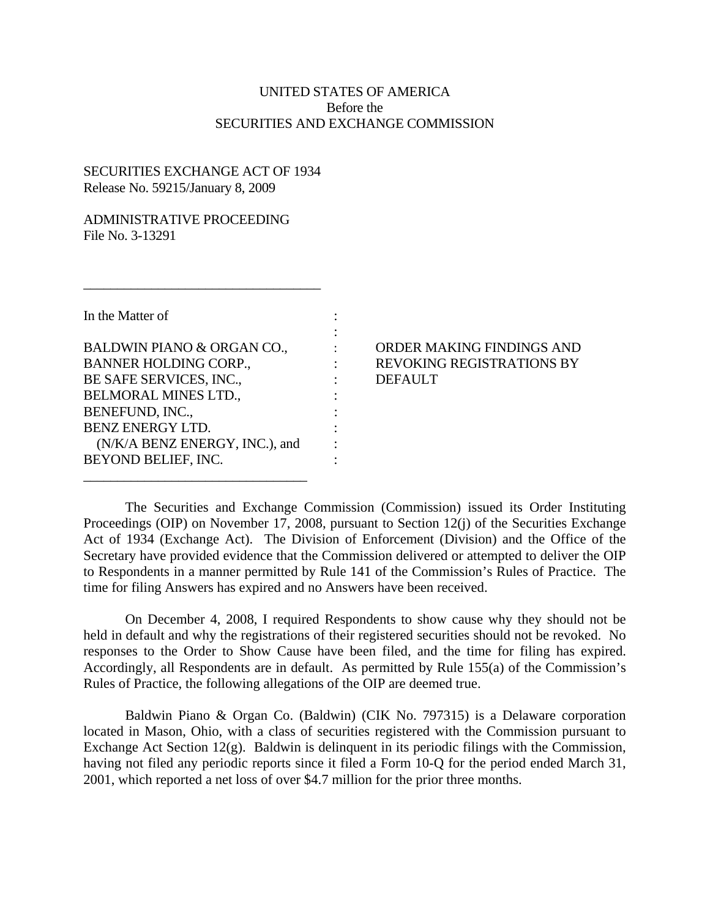UNITED STATES OF AMERICA
Before the
SECURITIES AND EXCHANGE COMMISSION

SECURITIES EXCHANGE ACT OF 1934
Release No. 59215/January 8, 2009

ADMINISTRATIVE PROCEEDING
File No. 3-13291

| | | |
|---|---|---|
| In the Matter of | : | |
| | : | |
| BALDWIN PIANO & ORGAN CO., | : | ORDER MAKING FINDINGS AND |
| BANNER HOLDING CORP., | : | REVOKING REGISTRATIONS BY |
| BE SAFE SERVICES, INC., | : | DEFAULT |
| BELMORAL MINES LTD., | : | |
| BENEFUND, INC., | : | |
| BENZ ENERGY LTD. | : | |
| (N/K/A BENZ ENERGY, INC.), and | : | |
| BEYOND BELIEF, INC. | : | |

The Securities and Exchange Commission (Commission) issued its Order Instituting Proceedings (OIP) on November 17, 2008, pursuant to Section 12(j) of the Securities Exchange Act of 1934 (Exchange Act). The Division of Enforcement (Division) and the Office of the Secretary have provided evidence that the Commission delivered or attempted to deliver the OIP to Respondents in a manner permitted by Rule 141 of the Commission's Rules of Practice. The time for filing Answers has expired and no Answers have been received.

On December 4, 2008, I required Respondents to show cause why they should not be held in default and why the registrations of their registered securities should not be revoked. No responses to the Order to Show Cause have been filed, and the time for filing has expired. Accordingly, all Respondents are in default. As permitted by Rule 155(a) of the Commission's Rules of Practice, the following allegations of the OIP are deemed true.

Baldwin Piano & Organ Co. (Baldwin) (CIK No. 797315) is a Delaware corporation located in Mason, Ohio, with a class of securities registered with the Commission pursuant to Exchange Act Section 12(g). Baldwin is delinquent in its periodic filings with the Commission, having not filed any periodic reports since it filed a Form 10-Q for the period ended March 31, 2001, which reported a net loss of over $4.7 million for the prior three months.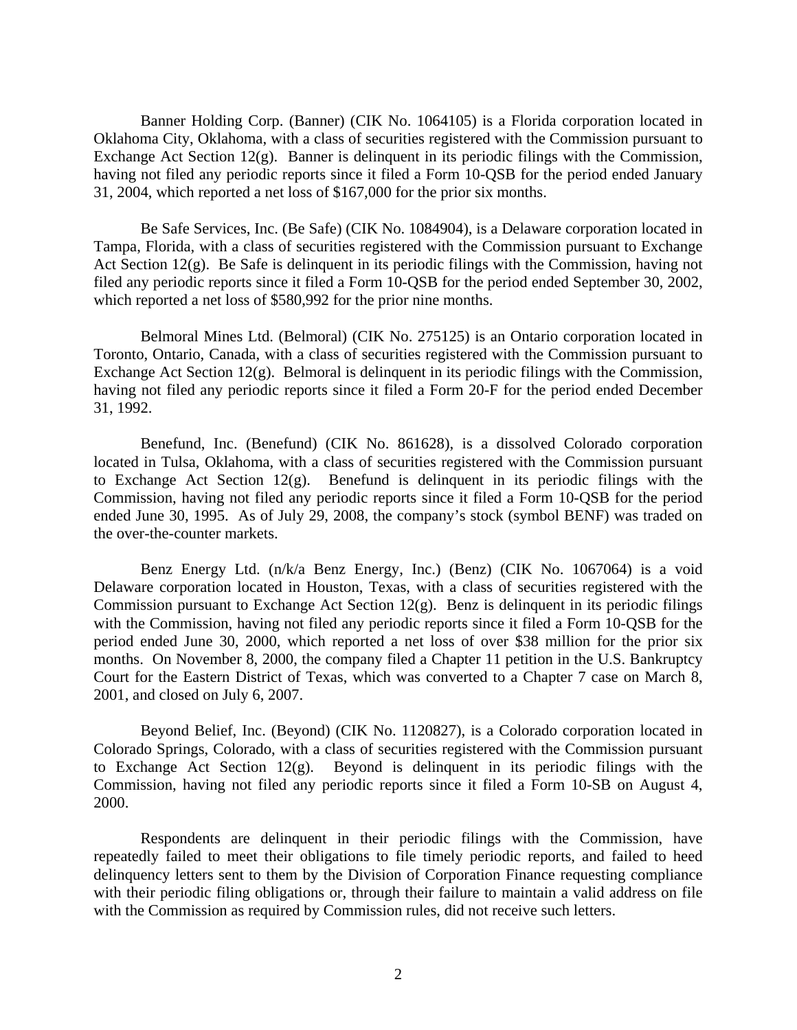Banner Holding Corp. (Banner) (CIK No. 1064105) is a Florida corporation located in Oklahoma City, Oklahoma, with a class of securities registered with the Commission pursuant to Exchange Act Section 12(g). Banner is delinquent in its periodic filings with the Commission, having not filed any periodic reports since it filed a Form 10-QSB for the period ended January 31, 2004, which reported a net loss of $167,000 for the prior six months.

Be Safe Services, Inc. (Be Safe) (CIK No. 1084904), is a Delaware corporation located in Tampa, Florida, with a class of securities registered with the Commission pursuant to Exchange Act Section 12(g). Be Safe is delinquent in its periodic filings with the Commission, having not filed any periodic reports since it filed a Form 10-QSB for the period ended September 30, 2002, which reported a net loss of $580,992 for the prior nine months.

Belmoral Mines Ltd. (Belmoral) (CIK No. 275125) is an Ontario corporation located in Toronto, Ontario, Canada, with a class of securities registered with the Commission pursuant to Exchange Act Section 12(g). Belmoral is delinquent in its periodic filings with the Commission, having not filed any periodic reports since it filed a Form 20-F for the period ended December 31, 1992.

Benefund, Inc. (Benefund) (CIK No. 861628), is a dissolved Colorado corporation located in Tulsa, Oklahoma, with a class of securities registered with the Commission pursuant to Exchange Act Section 12(g). Benefund is delinquent in its periodic filings with the Commission, having not filed any periodic reports since it filed a Form 10-QSB for the period ended June 30, 1995. As of July 29, 2008, the company's stock (symbol BENF) was traded on the over-the-counter markets.

Benz Energy Ltd. (n/k/a Benz Energy, Inc.) (Benz) (CIK No. 1067064) is a void Delaware corporation located in Houston, Texas, with a class of securities registered with the Commission pursuant to Exchange Act Section 12(g). Benz is delinquent in its periodic filings with the Commission, having not filed any periodic reports since it filed a Form 10-QSB for the period ended June 30, 2000, which reported a net loss of over $38 million for the prior six months. On November 8, 2000, the company filed a Chapter 11 petition in the U.S. Bankruptcy Court for the Eastern District of Texas, which was converted to a Chapter 7 case on March 8, 2001, and closed on July 6, 2007.

Beyond Belief, Inc. (Beyond) (CIK No. 1120827), is a Colorado corporation located in Colorado Springs, Colorado, with a class of securities registered with the Commission pursuant to Exchange Act Section 12(g). Beyond is delinquent in its periodic filings with the Commission, having not filed any periodic reports since it filed a Form 10-SB on August 4, 2000.

Respondents are delinquent in their periodic filings with the Commission, have repeatedly failed to meet their obligations to file timely periodic reports, and failed to heed delinquency letters sent to them by the Division of Corporation Finance requesting compliance with their periodic filing obligations or, through their failure to maintain a valid address on file with the Commission as required by Commission rules, did not receive such letters.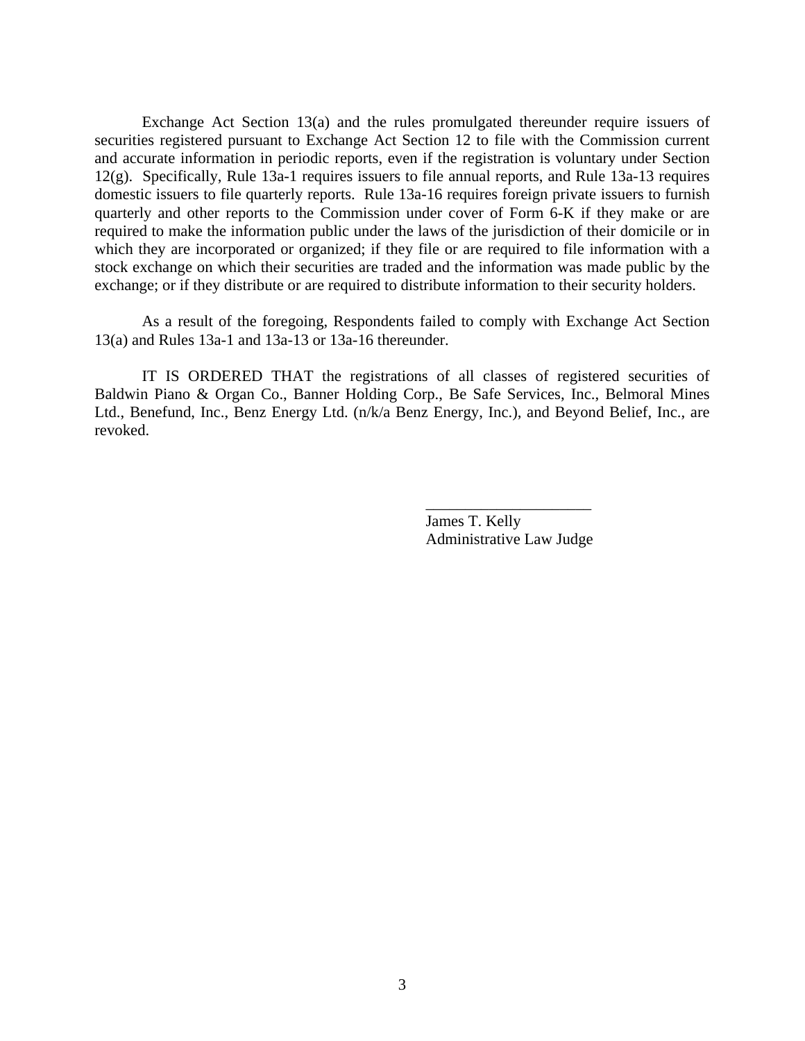Exchange Act Section 13(a) and the rules promulgated thereunder require issuers of securities registered pursuant to Exchange Act Section 12 to file with the Commission current and accurate information in periodic reports, even if the registration is voluntary under Section 12(g). Specifically, Rule 13a-1 requires issuers to file annual reports, and Rule 13a-13 requires domestic issuers to file quarterly reports. Rule 13a-16 requires foreign private issuers to furnish quarterly and other reports to the Commission under cover of Form 6-K if they make or are required to make the information public under the laws of the jurisdiction of their domicile or in which they are incorporated or organized; if they file or are required to file information with a stock exchange on which their securities are traded and the information was made public by the exchange; or if they distribute or are required to distribute information to their security holders.

As a result of the foregoing, Respondents failed to comply with Exchange Act Section 13(a) and Rules 13a-1 and 13a-13 or 13a-16 thereunder.

IT IS ORDERED THAT the registrations of all classes of registered securities of Baldwin Piano & Organ Co., Banner Holding Corp., Be Safe Services, Inc., Belmoral Mines Ltd., Benefund, Inc., Benz Energy Ltd. (n/k/a Benz Energy, Inc.), and Beyond Belief, Inc., are revoked.

_____________________
James T. Kelly
Administrative Law Judge